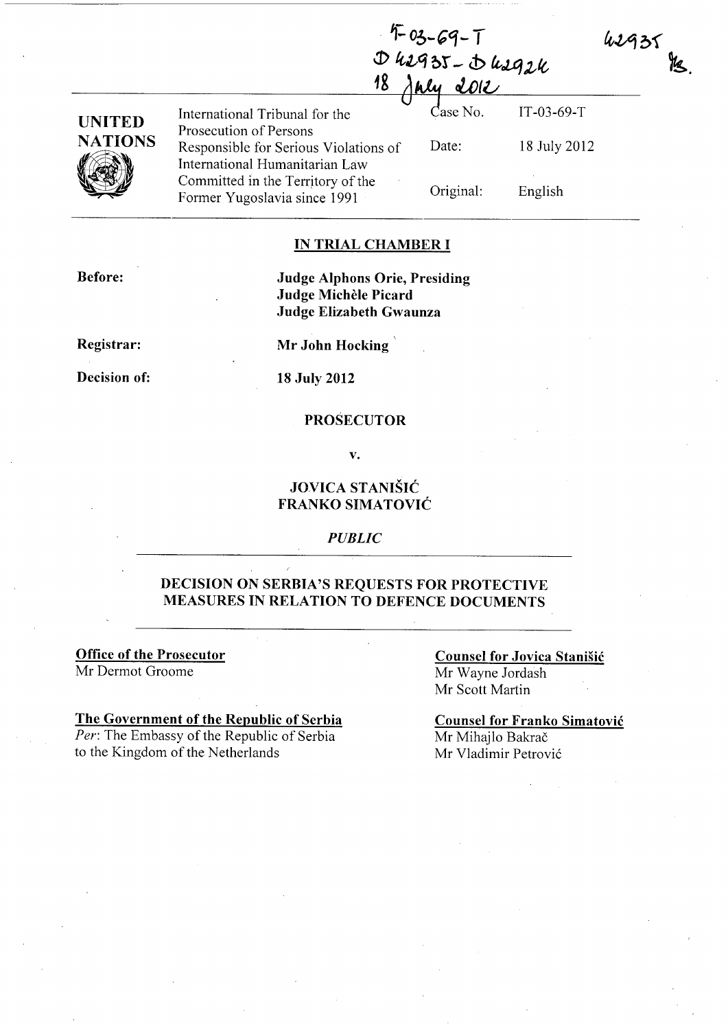IT-03-69-T
D 42935 - D 42924
18 July 2012

42935 YS.

| | | | |
|---|---|---|---|
| UNITED NATIONS | International Tribunal for the Prosecution of Persons Responsible for Serious Violations of International Humanitarian Law Committed in the Territory of the Former Yugoslavia since 1991 | Case No. | IT-03-69-T |
| | | Date: | 18 July 2012 |
| | | Original: | English |

## IN TRIAL CHAMBER I

**Before:** **Judge Alphons Orie, Presiding**
**Judge Michèle Picard**
**Judge Elizabeth Gwaunza**

**Registrar:** **Mr John Hocking**

**Decision of:** **18 July 2012**

**PROSECUTOR**

**v.**

**JOVICA STANIŠIĆ**
**FRANKO SIMATOVIĆ**

*PUBLIC*

## DECISION ON SERBIA'S REQUESTS FOR PROTECTIVE MEASURES IN RELATION TO DEFENCE DOCUMENTS

**Office of the Prosecutor**
Mr Dermot Groome

**The Government of the Republic of Serbia**
*Per*: The Embassy of the Republic of Serbia to the Kingdom of the Netherlands

**Counsel for Jovica Stanišić**
Mr Wayne Jordash
Mr Scott Martin

**Counsel for Franko Simatović**
Mr Mihajlo Bakrač
Mr Vladimir Petrović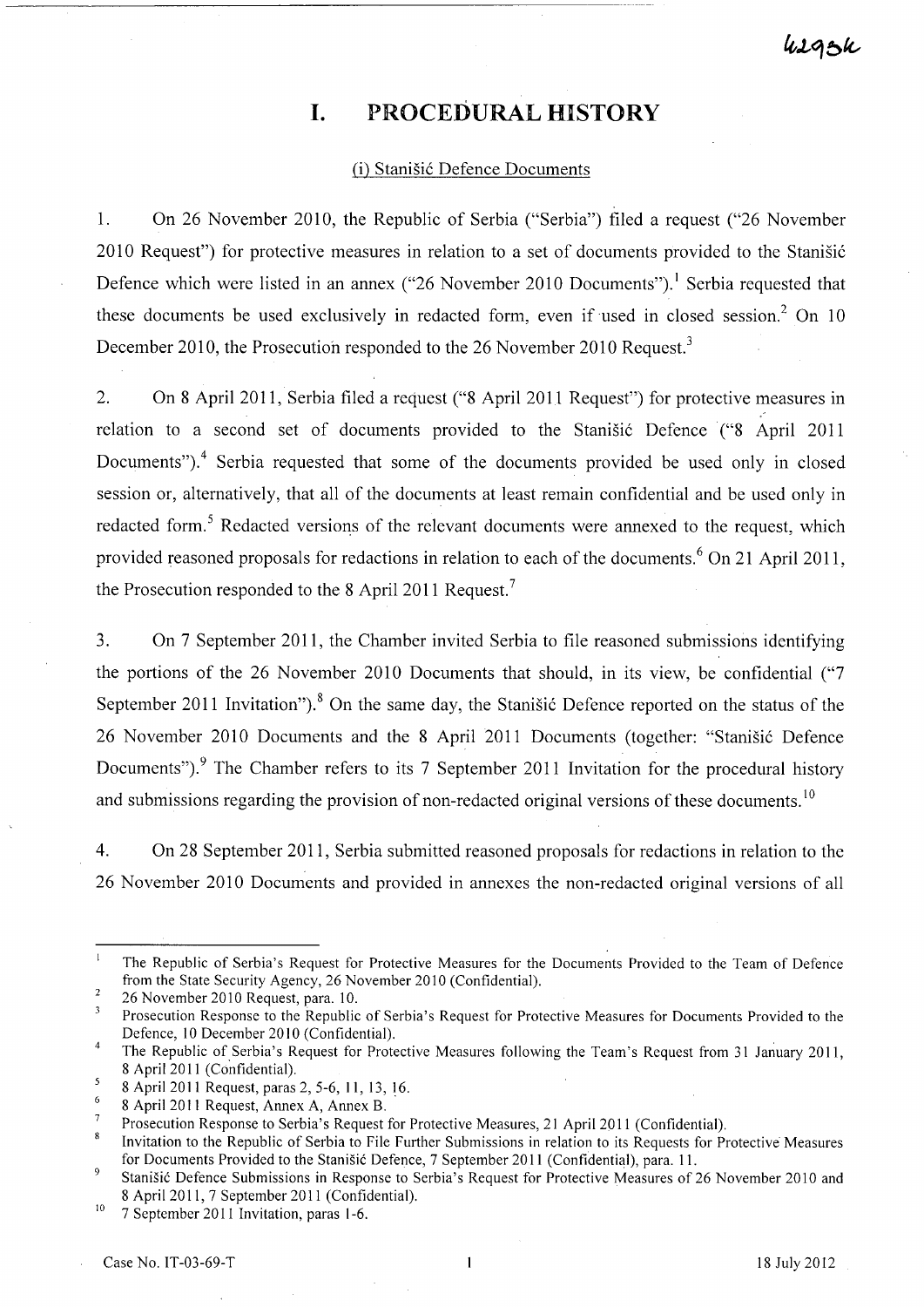# I. PROCEDURAL HISTORY

(i) Stanišić Defence Documents

1. On 26 November 2010, the Republic of Serbia ("Serbia") filed a request ("26 November 2010 Request") for protective measures in relation to a set of documents provided to the Stanišić Defence which were listed in an annex ("26 November 2010 Documents").[1] Serbia requested that these documents be used exclusively in redacted form, even if used in closed session.[2] On 10 December 2010, the Prosecution responded to the 26 November 2010 Request.[3]

2. On 8 April 2011, Serbia filed a request ("8 April 2011 Request") for protective measures in relation to a second set of documents provided to the Stanišić Defence ("8 April 2011 Documents").[4] Serbia requested that some of the documents provided be used only in closed session or, alternatively, that all of the documents at least remain confidential and be used only in redacted form.[5] Redacted versions of the relevant documents were annexed to the request, which provided reasoned proposals for redactions in relation to each of the documents.[6] On 21 April 2011, the Prosecution responded to the 8 April 2011 Request.[7]

3. On 7 September 2011, the Chamber invited Serbia to file reasoned submissions identifying the portions of the 26 November 2010 Documents that should, in its view, be confidential ("7 September 2011 Invitation").[8] On the same day, the Stanišić Defence reported on the status of the 26 November 2010 Documents and the 8 April 2011 Documents (together: "Stanišić Defence Documents").[9] The Chamber refers to its 7 September 2011 Invitation for the procedural history and submissions regarding the provision of non-redacted original versions of these documents.[10]

4. On 28 September 2011, Serbia submitted reasoned proposals for redactions in relation to the 26 November 2010 Documents and provided in annexes the non-redacted original versions of all

---

1. The Republic of Serbia's Request for Protective Measures for the Documents Provided to the Team of Defence from the State Security Agency, 26 November 2010 (Confidential).
2. 26 November 2010 Request, para. 10.
3. Prosecution Response to the Republic of Serbia's Request for Protective Measures for Documents Provided to the Defence, 10 December 2010 (Confidential).
4. The Republic of Serbia's Request for Protective Measures following the Team's Request from 31 January 2011, 8 April 2011 (Confidential).
5. 8 April 2011 Request, paras 2, 5-6, 11, 13, 16.
6. 8 April 2011 Request, Annex A, Annex B.
7. Prosecution Response to Serbia's Request for Protective Measures, 21 April 2011 (Confidential).
8. Invitation to the Republic of Serbia to File Further Submissions in relation to its Requests for Protective Measures for Documents Provided to the Stanišić Defence, 7 September 2011 (Confidential), para. 11.
9. Stanišić Defence Submissions in Response to Serbia's Request for Protective Measures of 26 November 2010 and 8 April 2011, 7 September 2011 (Confidential).
10. 7 September 2011 Invitation, paras 1-6.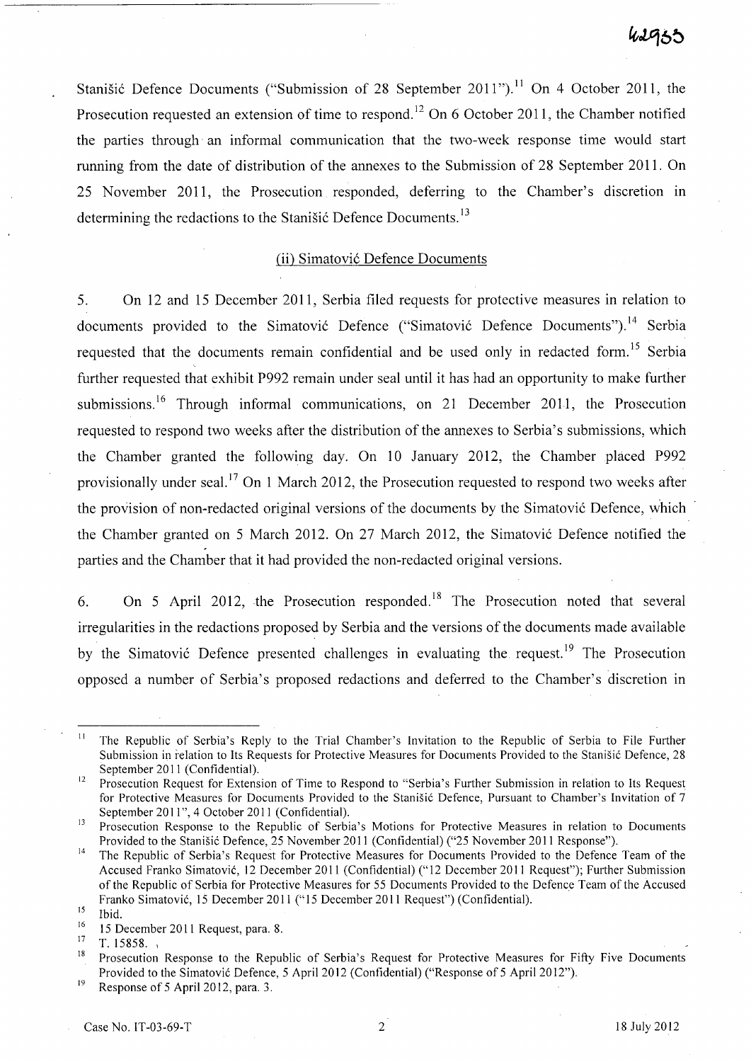Stanišić Defence Documents ("Submission of 28 September 2011").[11] On 4 October 2011, the Prosecution requested an extension of time to respond.[12] On 6 October 2011, the Chamber notified the parties through an informal communication that the two-week response time would start running from the date of distribution of the annexes to the Submission of 28 September 2011. On 25 November 2011, the Prosecution responded, deferring to the Chamber's discretion in determining the redactions to the Stanišić Defence Documents.[13]

(ii) Simatović Defence Documents

5. On 12 and 15 December 2011, Serbia filed requests for protective measures in relation to documents provided to the Simatović Defence ("Simatović Defence Documents").[14] Serbia requested that the documents remain confidential and be used only in redacted form.[15] Serbia further requested that exhibit P992 remain under seal until it has had an opportunity to make further submissions.[16] Through informal communications, on 21 December 2011, the Prosecution requested to respond two weeks after the distribution of the annexes to Serbia's submissions, which the Chamber granted the following day. On 10 January 2012, the Chamber placed P992 provisionally under seal.[17] On 1 March 2012, the Prosecution requested to respond two weeks after the provision of non-redacted original versions of the documents by the Simatović Defence, which the Chamber granted on 5 March 2012. On 27 March 2012, the Simatović Defence notified the parties and the Chamber that it had provided the non-redacted original versions.

6. On 5 April 2012, the Prosecution responded.[18] The Prosecution noted that several irregularities in the redactions proposed by Serbia and the versions of the documents made available by the Simatović Defence presented challenges in evaluating the request.[19] The Prosecution opposed a number of Serbia's proposed redactions and deferred to the Chamber's discretion in

---

[11] The Republic of Serbia's Reply to the Trial Chamber's Invitation to the Republic of Serbia to File Further Submission in relation to Its Requests for Protective Measures for Documents Provided to the Stanišić Defence, 28 September 2011 (Confidential).

[12] Prosecution Request for Extension of Time to Respond to "Serbia's Further Submission in relation to Its Request for Protective Measures for Documents Provided to the Stanišić Defence, Pursuant to Chamber's Invitation of 7 September 2011", 4 October 2011 (Confidential).

[13] Prosecution Response to the Republic of Serbia's Motions for Protective Measures in relation to Documents Provided to the Stanišić Defence, 25 November 2011 (Confidential) ("25 November 2011 Response").

[14] The Republic of Serbia's Request for Protective Measures for Documents Provided to the Defence Team of the Accused Franko Simatović, 12 December 2011 (Confidential) ("12 December 2011 Request"); Further Submission of the Republic of Serbia for Protective Measures for 55 Documents Provided to the Defence Team of the Accused Franko Simatović, 15 December 2011 ("15 December 2011 Request") (Confidential).

[15] Ibid.

[16] 15 December 2011 Request, para. 8.

[17] T. 15858.

[18] Prosecution Response to the Republic of Serbia's Request for Protective Measures for Fifty Five Documents Provided to the Simatović Defence, 5 April 2012 (Confidential) ("Response of 5 April 2012").

[19] Response of 5 April 2012, para. 3.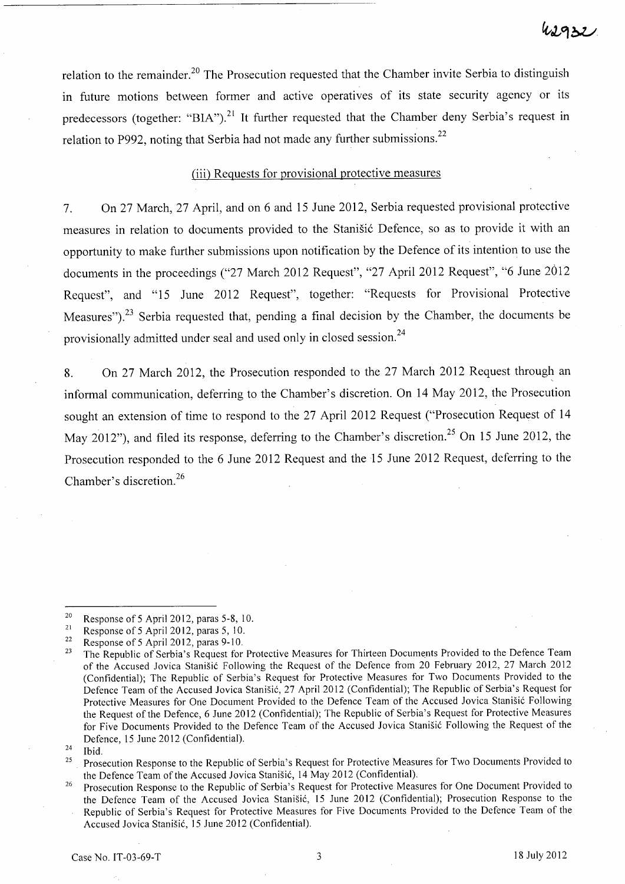relation to the remainder.[20] The Prosecution requested that the Chamber invite Serbia to distinguish in future motions between former and active operatives of its state security agency or its predecessors (together: "BIA").[21] It further requested that the Chamber deny Serbia's request in relation to P992, noting that Serbia had not made any further submissions.[22]

### (iii) Requests for provisional protective measures

7. On 27 March, 27 April, and on 6 and 15 June 2012, Serbia requested provisional protective measures in relation to documents provided to the Stanišić Defence, so as to provide it with an opportunity to make further submissions upon notification by the Defence of its intention to use the documents in the proceedings ("27 March 2012 Request", "27 April 2012 Request", "6 June 2012 Request", and "15 June 2012 Request", together: "Requests for Provisional Protective Measures").[23] Serbia requested that, pending a final decision by the Chamber, the documents be provisionally admitted under seal and used only in closed session.[24]

8. On 27 March 2012, the Prosecution responded to the 27 March 2012 Request through an informal communication, deferring to the Chamber's discretion. On 14 May 2012, the Prosecution sought an extension of time to respond to the 27 April 2012 Request ("Prosecution Request of 14 May 2012"), and filed its response, deferring to the Chamber's discretion.[25] On 15 June 2012, the Prosecution responded to the 6 June 2012 Request and the 15 June 2012 Request, deferring to the Chamber's discretion.[26]

---

[20] Response of 5 April 2012, paras 5-8, 10.

[21] Response of 5 April 2012, paras 5, 10.

[22] Response of 5 April 2012, paras 9-10.

[23] The Republic of Serbia's Request for Protective Measures for Thirteen Documents Provided to the Defence Team of the Accused Jovica Stanišić Following the Request of the Defence from 20 February 2012, 27 March 2012 (Confidential); The Republic of Serbia's Request for Protective Measures for Two Documents Provided to the Defence Team of the Accused Jovica Stanišić, 27 April 2012 (Confidential); The Republic of Serbia's Request for Protective Measures for One Document Provided to the Defence Team of the Accused Jovica Stanišić Following the Request of the Defence, 6 June 2012 (Confidential); The Republic of Serbia's Request for Protective Measures for Five Documents Provided to the Defence Team of the Accused Jovica Stanišić Following the Request of the Defence, 15 June 2012 (Confidential).

[24] Ibid.

[25] Prosecution Response to the Republic of Serbia's Request for Protective Measures for Two Documents Provided to the Defence Team of the Accused Jovica Stanišić, 14 May 2012 (Confidential).

[26] Prosecution Response to the Republic of Serbia's Request for Protective Measures for One Document Provided to the Defence Team of the Accused Jovica Stanišić, 15 June 2012 (Confidential); Prosecution Response to the Republic of Serbia's Request for Protective Measures for Five Documents Provided to the Defence Team of the Accused Jovica Stanišić, 15 June 2012 (Confidential).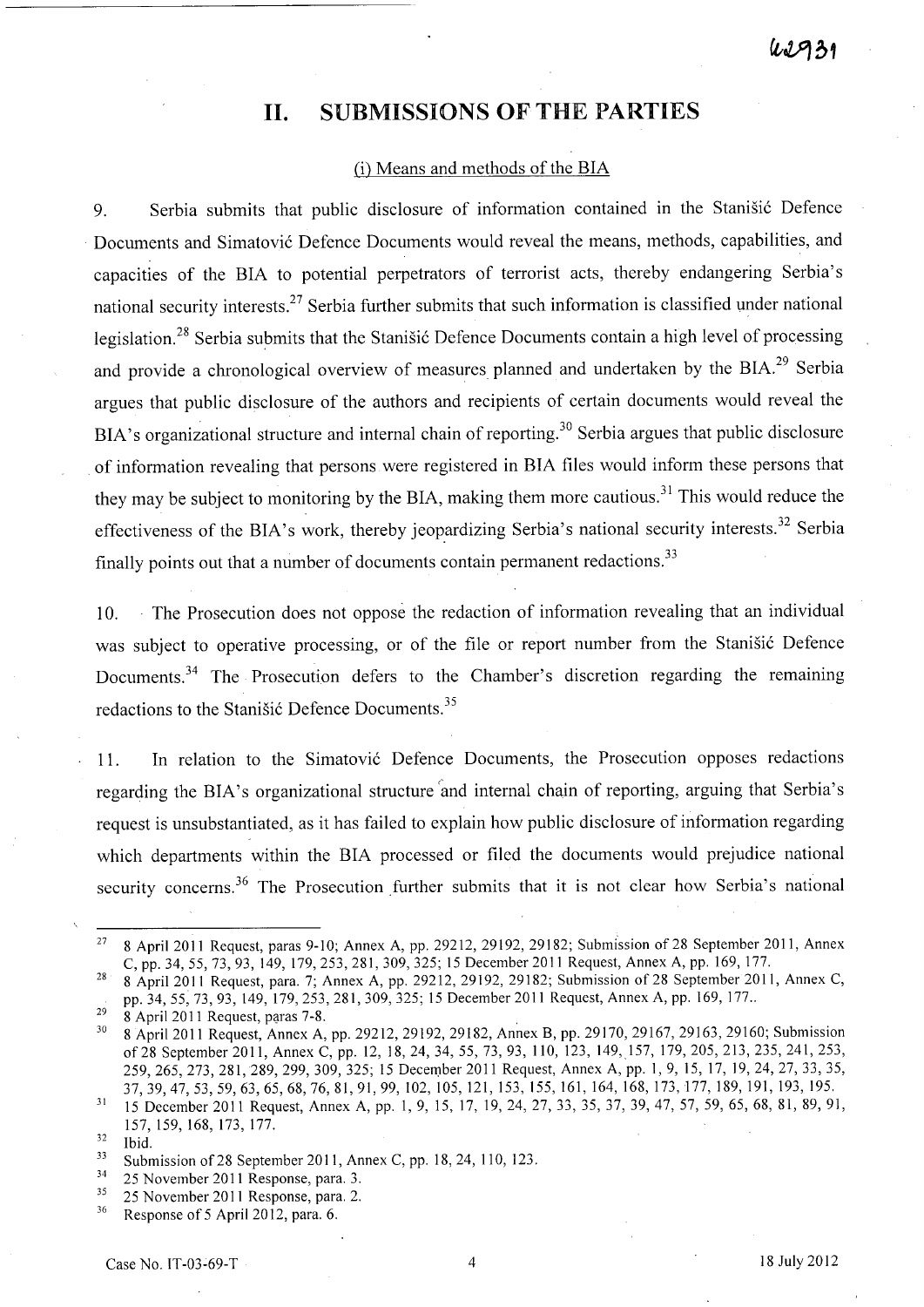## II. SUBMISSIONS OF THE PARTIES

(i) Means and methods of the BIA

9. Serbia submits that public disclosure of information contained in the Stanišić Defence Documents and Simatović Defence Documents would reveal the means, methods, capabilities, and capacities of the BIA to potential perpetrators of terrorist acts, thereby endangering Serbia's national security interests.[27] Serbia further submits that such information is classified under national legislation.[28] Serbia submits that the Stanišić Defence Documents contain a high level of processing and provide a chronological overview of measures planned and undertaken by the BIA.[29] Serbia argues that public disclosure of the authors and recipients of certain documents would reveal the BIA's organizational structure and internal chain of reporting.[30] Serbia argues that public disclosure of information revealing that persons were registered in BIA files would inform these persons that they may be subject to monitoring by the BIA, making them more cautious.[31] This would reduce the effectiveness of the BIA's work, thereby jeopardizing Serbia's national security interests.[32] Serbia finally points out that a number of documents contain permanent redactions.[33]

10. The Prosecution does not oppose the redaction of information revealing that an individual was subject to operative processing, or of the file or report number from the Stanišić Defence Documents.[34] The Prosecution defers to the Chamber's discretion regarding the remaining redactions to the Stanišić Defence Documents.[35]

11. In relation to the Simatović Defence Documents, the Prosecution opposes redactions regarding the BIA's organizational structure and internal chain of reporting, arguing that Serbia's request is unsubstantiated, as it has failed to explain how public disclosure of information regarding which departments within the BIA processed or filed the documents would prejudice national security concerns.[36] The Prosecution further submits that it is not clear how Serbia's national

---

[27] 8 April 2011 Request, paras 9-10; Annex A, pp. 29212, 29192, 29182; Submission of 28 September 2011, Annex C, pp. 34, 55, 73, 93, 149, 179, 253, 281, 309, 325; 15 December 2011 Request, Annex A, pp. 169, 177.

[28] 8 April 2011 Request, para. 7; Annex A, pp. 29212, 29192, 29182; Submission of 28 September 2011, Annex C, pp. 34, 55, 73, 93, 149, 179, 253, 281, 309, 325; 15 December 2011 Request, Annex A, pp. 169, 177..

[29] 8 April 2011 Request, paras 7-8.

[30] 8 April 2011 Request, Annex A, pp. 29212, 29192, 29182, Annex B, pp. 29170, 29167, 29163, 29160; Submission of 28 September 2011, Annex C, pp. 12, 18, 24, 34, 55, 73, 93, 110, 123, 149, 157, 179, 205, 213, 235, 241, 253, 259, 265, 273, 281, 289, 299, 309, 325; 15 December 2011 Request, Annex A, pp. 1, 9, 15, 17, 19, 24, 27, 33, 35, 37, 39, 47, 53, 59, 63, 65, 68, 76, 81, 91, 99, 102, 105, 121, 153, 155, 161, 164, 168, 173, 177, 189, 191, 193, 195.

[31] 15 December 2011 Request, Annex A, pp. 1, 9, 15, 17, 19, 24, 27, 33, 35, 37, 39, 47, 57, 59, 65, 68, 81, 89, 91, 157, 159, 168, 173, 177.

[32] Ibid.

[33] Submission of 28 September 2011, Annex C, pp. 18, 24, 110, 123.

[34] 25 November 2011 Response, para. 3.

[35] 25 November 2011 Response, para. 2.

[36] Response of 5 April 2012, para. 6.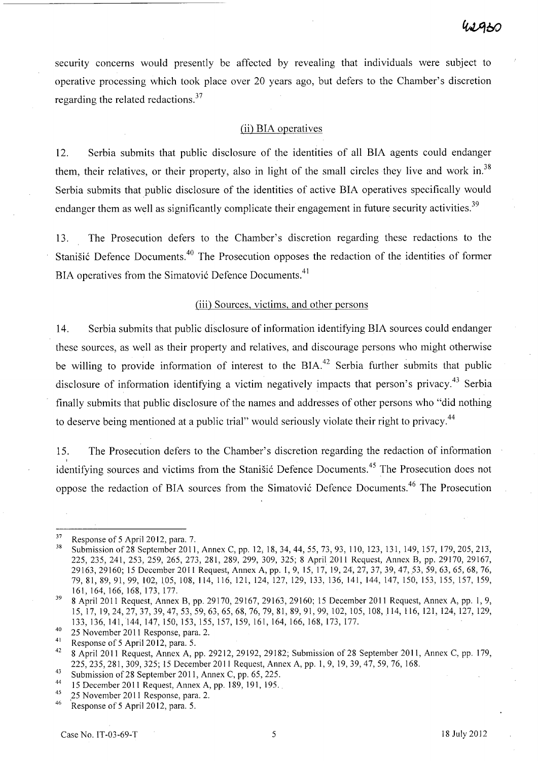security concerns would presently be affected by revealing that individuals were subject to operative processing which took place over 20 years ago, but defers to the Chamber's discretion regarding the related redactions.[37]

### (ii) BIA operatives

12. Serbia submits that public disclosure of the identities of all BIA agents could endanger them, their relatives, or their property, also in light of the small circles they live and work in.[38] Serbia submits that public disclosure of the identities of active BIA operatives specifically would endanger them as well as significantly complicate their engagement in future security activities.[39]

13. The Prosecution defers to the Chamber's discretion regarding these redactions to the Stanišić Defence Documents.[40] The Prosecution opposes the redaction of the identities of former BIA operatives from the Simatović Defence Documents.[41]

### (iii) Sources, victims, and other persons

14. Serbia submits that public disclosure of information identifying BIA sources could endanger these sources, as well as their property and relatives, and discourage persons who might otherwise be willing to provide information of interest to the BIA.[42] Serbia further submits that public disclosure of information identifying a victim negatively impacts that person's privacy.[43] Serbia finally submits that public disclosure of the names and addresses of other persons who "did nothing to deserve being mentioned at a public trial" would seriously violate their right to privacy.[44]

15. The Prosecution defers to the Chamber's discretion regarding the redaction of information identifying sources and victims from the Stanišić Defence Documents.[45] The Prosecution does not oppose the redaction of BIA sources from the Simatović Defence Documents.[46] The Prosecution

---

[37] Response of 5 April 2012, para. 7.

[38] Submission of 28 September 2011, Annex C, pp. 12, 18, 34, 44, 55, 73, 93, 110, 123, 131, 149, 157, 179, 205, 213, 225, 235, 241, 253, 259, 265, 273, 281, 289, 299, 309, 325; 8 April 2011 Request, Annex B, pp. 29170, 29167, 29163, 29160; 15 December 2011 Request, Annex A, pp. 1, 9, 15, 17, 19, 24, 27, 37, 39, 47, 53, 59, 63, 65, 68, 76, 79, 81, 89, 91, 99, 102, 105, 108, 114, 116, 121, 124, 127, 129, 133, 136, 141, 144, 147, 150, 153, 155, 157, 159, 161, 164, 166, 168, 173, 177.

[39] 8 April 2011 Request, Annex B, pp. 29170, 29167, 29163, 29160; 15 December 2011 Request, Annex A, pp. 1, 9, 15, 17, 19, 24, 27, 37, 39, 47, 53, 59, 63, 65, 68, 76, 79, 81, 89, 91, 99, 102, 105, 108, 114, 116, 121, 124, 127, 129, 133, 136, 141, 144, 147, 150, 153, 155, 157, 159, 161, 164, 166, 168, 173, 177.

[40] 25 November 2011 Response, para. 2.

[41] Response of 5 April 2012, para. 5.

[42] 8 April 2011 Request, Annex A, pp. 29212, 29192, 29182; Submission of 28 September 2011, Annex C, pp. 179, 225, 235, 281, 309, 325; 15 December 2011 Request, Annex A, pp. 1, 9, 19, 39, 47, 59, 76, 168.

[43] Submission of 28 September 2011, Annex C, pp. 65, 225.

[44] 15 December 2011 Request, Annex A, pp. 189, 191, 195.

[45] 25 November 2011 Response, para. 2.

[46] Response of 5 April 2012, para. 5.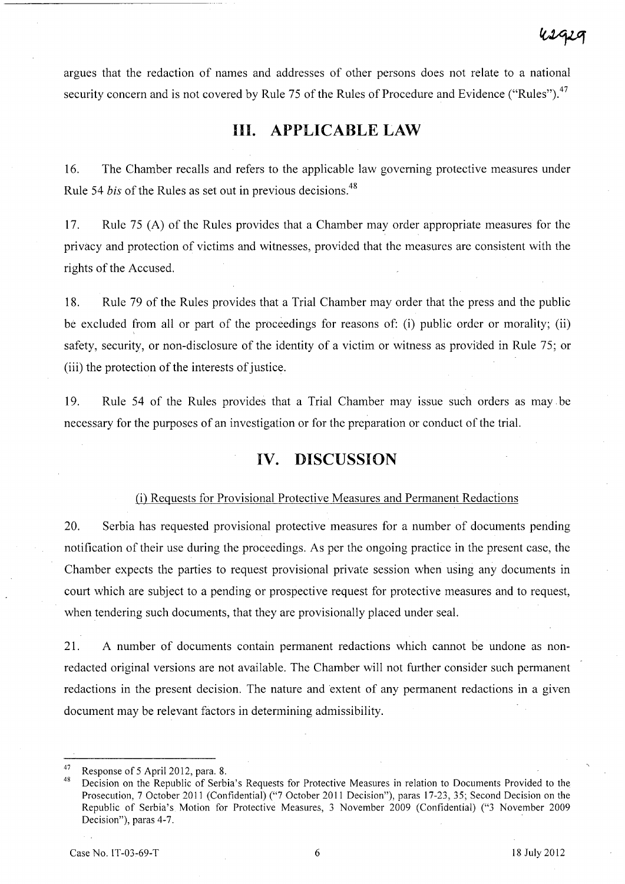argues that the redaction of names and addresses of other persons does not relate to a national security concern and is not covered by Rule 75 of the Rules of Procedure and Evidence ("Rules").[47]

# III. APPLICABLE LAW

16. The Chamber recalls and refers to the applicable law governing protective measures under Rule 54 *bis* of the Rules as set out in previous decisions.[48]

17. Rule 75 (A) of the Rules provides that a Chamber may order appropriate measures for the privacy and protection of victims and witnesses, provided that the measures are consistent with the rights of the Accused.

18. Rule 79 of the Rules provides that a Trial Chamber may order that the press and the public be excluded from all or part of the proceedings for reasons of: (i) public order or morality; (ii) safety, security, or non-disclosure of the identity of a victim or witness as provided in Rule 75; or (iii) the protection of the interests of justice.

19. Rule 54 of the Rules provides that a Trial Chamber may issue such orders as may be necessary for the purposes of an investigation or for the preparation or conduct of the trial.

# IV. DISCUSSION

## (i) Requests for Provisional Protective Measures and Permanent Redactions

20. Serbia has requested provisional protective measures for a number of documents pending notification of their use during the proceedings. As per the ongoing practice in the present case, the Chamber expects the parties to request provisional private session when using any documents in court which are subject to a pending or prospective request for protective measures and to request, when tendering such documents, that they are provisionally placed under seal.

21. A number of documents contain permanent redactions which cannot be undone as non-redacted original versions are not available. The Chamber will not further consider such permanent redactions in the present decision. The nature and extent of any permanent redactions in a given document may be relevant factors in determining admissibility.

---

[47] Response of 5 April 2012, para. 8.

[48] Decision on the Republic of Serbia's Requests for Protective Measures in relation to Documents Provided to the Prosecution, 7 October 2011 (Confidential) ("7 October 2011 Decision"), paras 17-23, 35; Second Decision on the Republic of Serbia's Motion for Protective Measures, 3 November 2009 (Confidential) ("3 November 2009 Decision"), paras 4-7.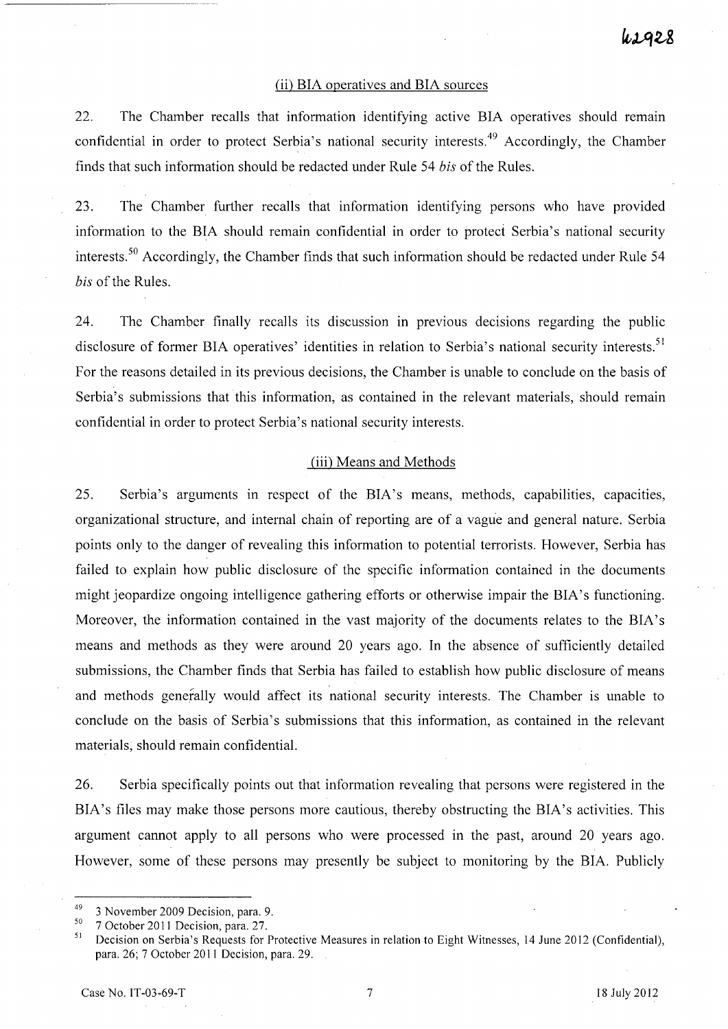### (ii) BIA operatives and BIA sources

22. The Chamber recalls that information identifying active BIA operatives should remain confidential in order to protect Serbia's national security interests.[49] Accordingly, the Chamber finds that such information should be redacted under Rule 54 *bis* of the Rules.

23. The Chamber further recalls that information identifying persons who have provided information to the BIA should remain confidential in order to protect Serbia's national security interests.[50] Accordingly, the Chamber finds that such information should be redacted under Rule 54 *bis* of the Rules.

24. The Chamber finally recalls its discussion in previous decisions regarding the public disclosure of former BIA operatives' identities in relation to Serbia's national security interests.[51] For the reasons detailed in its previous decisions, the Chamber is unable to conclude on the basis of Serbia's submissions that this information, as contained in the relevant materials, should remain confidential in order to protect Serbia's national security interests.

### (iii) Means and Methods

25. Serbia's arguments in respect of the BIA's means, methods, capabilities, capacities, organizational structure, and internal chain of reporting are of a vague and general nature. Serbia points only to the danger of revealing this information to potential terrorists. However, Serbia has failed to explain how public disclosure of the specific information contained in the documents might jeopardize ongoing intelligence gathering efforts or otherwise impair the BIA's functioning. Moreover, the information contained in the vast majority of the documents relates to the BIA's means and methods as they were around 20 years ago. In the absence of sufficiently detailed submissions, the Chamber finds that Serbia has failed to establish how public disclosure of means and methods generally would affect its national security interests. The Chamber is unable to conclude on the basis of Serbia's submissions that this information, as contained in the relevant materials, should remain confidential.

26. Serbia specifically points out that information revealing that persons were registered in the BIA's files may make those persons more cautious, thereby obstructing the BIA's activities. This argument cannot apply to all persons who were processed in the past, around 20 years ago. However, some of these persons may presently be subject to monitoring by the BIA. Publicly

---

[49] 3 November 2009 Decision, para. 9.

[50] 7 October 2011 Decision, para. 27.

[51] Decision on Serbia's Requests for Protective Measures in relation to Eight Witnesses, 14 June 2012 (Confidential), para. 26; 7 October 2011 Decision, para. 29.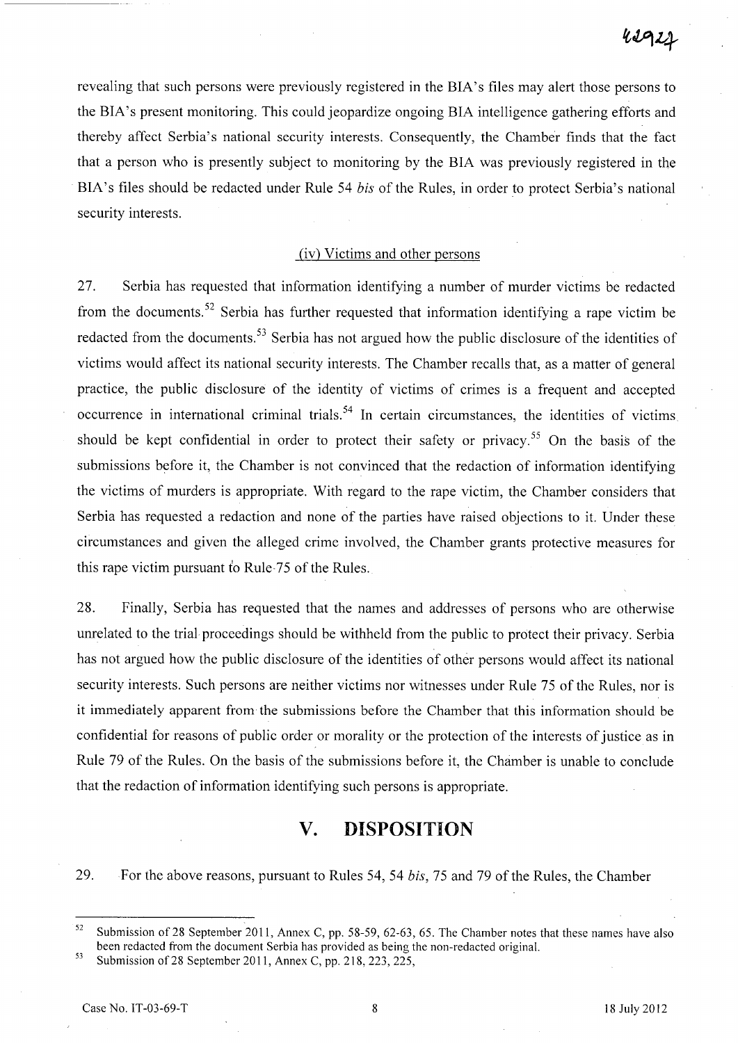revealing that such persons were previously registered in the BIA's files may alert those persons to the BIA's present monitoring. This could jeopardize ongoing BIA intelligence gathering efforts and thereby affect Serbia's national security interests. Consequently, the Chamber finds that the fact that a person who is presently subject to monitoring by the BIA was previously registered in the BIA's files should be redacted under Rule 54 *bis* of the Rules, in order to protect Serbia's national security interests.

(iv) Victims and other persons

27. Serbia has requested that information identifying a number of murder victims be redacted from the documents.[52] Serbia has further requested that information identifying a rape victim be redacted from the documents.[53] Serbia has not argued how the public disclosure of the identities of victims would affect its national security interests. The Chamber recalls that, as a matter of general practice, the public disclosure of the identity of victims of crimes is a frequent and accepted occurrence in international criminal trials.[54] In certain circumstances, the identities of victims should be kept confidential in order to protect their safety or privacy.[55] On the basis of the submissions before it, the Chamber is not convinced that the redaction of information identifying the victims of murders is appropriate. With regard to the rape victim, the Chamber considers that Serbia has requested a redaction and none of the parties have raised objections to it. Under these circumstances and given the alleged crime involved, the Chamber grants protective measures for this rape victim pursuant to Rule 75 of the Rules.

28. Finally, Serbia has requested that the names and addresses of persons who are otherwise unrelated to the trial proceedings should be withheld from the public to protect their privacy. Serbia has not argued how the public disclosure of the identities of other persons would affect its national security interests. Such persons are neither victims nor witnesses under Rule 75 of the Rules, nor is it immediately apparent from the submissions before the Chamber that this information should be confidential for reasons of public order or morality or the protection of the interests of justice as in Rule 79 of the Rules. On the basis of the submissions before it, the Chamber is unable to conclude that the redaction of information identifying such persons is appropriate.

# V. DISPOSITION

29. For the above reasons, pursuant to Rules 54, 54 *bis*, 75 and 79 of the Rules, the Chamber

---

[52] Submission of 28 September 2011, Annex C, pp. 58-59, 62-63, 65. The Chamber notes that these names have also been redacted from the document Serbia has provided as being the non-redacted original.

[53] Submission of 28 September 2011, Annex C, pp. 218, 223, 225,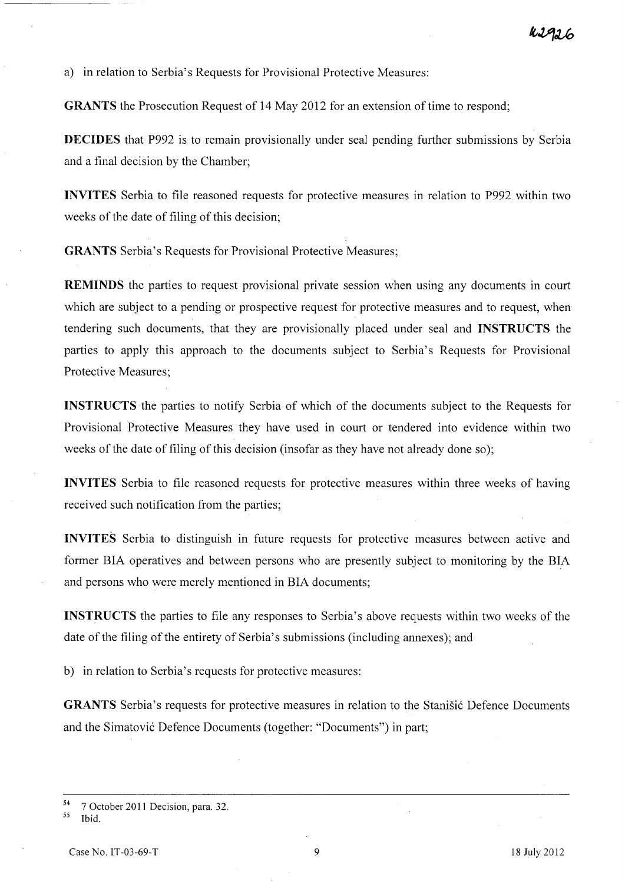a) in relation to Serbia's Requests for Provisional Protective Measures:

**GRANTS** the Prosecution Request of 14 May 2012 for an extension of time to respond;

**DECIDES** that P992 is to remain provisionally under seal pending further submissions by Serbia and a final decision by the Chamber;

**INVITES** Serbia to file reasoned requests for protective measures in relation to P992 within two weeks of the date of filing of this decision;

**GRANTS** Serbia's Requests for Provisional Protective Measures;

**REMINDS** the parties to request provisional private session when using any documents in court which are subject to a pending or prospective request for protective measures and to request, when tendering such documents, that they are provisionally placed under seal and **INSTRUCTS** the parties to apply this approach to the documents subject to Serbia's Requests for Provisional Protective Measures;

**INSTRUCTS** the parties to notify Serbia of which of the documents subject to the Requests for Provisional Protective Measures they have used in court or tendered into evidence within two weeks of the date of filing of this decision (insofar as they have not already done so);

**INVITES** Serbia to file reasoned requests for protective measures within three weeks of having received such notification from the parties;

**INVITES** Serbia to distinguish in future requests for protective measures between active and former BIA operatives and between persons who are presently subject to monitoring by the BIA and persons who were merely mentioned in BIA documents;

**INSTRUCTS** the parties to file any responses to Serbia's above requests within two weeks of the date of the filing of the entirety of Serbia's submissions (including annexes); and

b) in relation to Serbia's requests for protective measures:

**GRANTS** Serbia's requests for protective measures in relation to the Stanišić Defence Documents and the Simatović Defence Documents (together: "Documents") in part;

---

[54] 7 October 2011 Decision, para. 32.
[55] Ibid.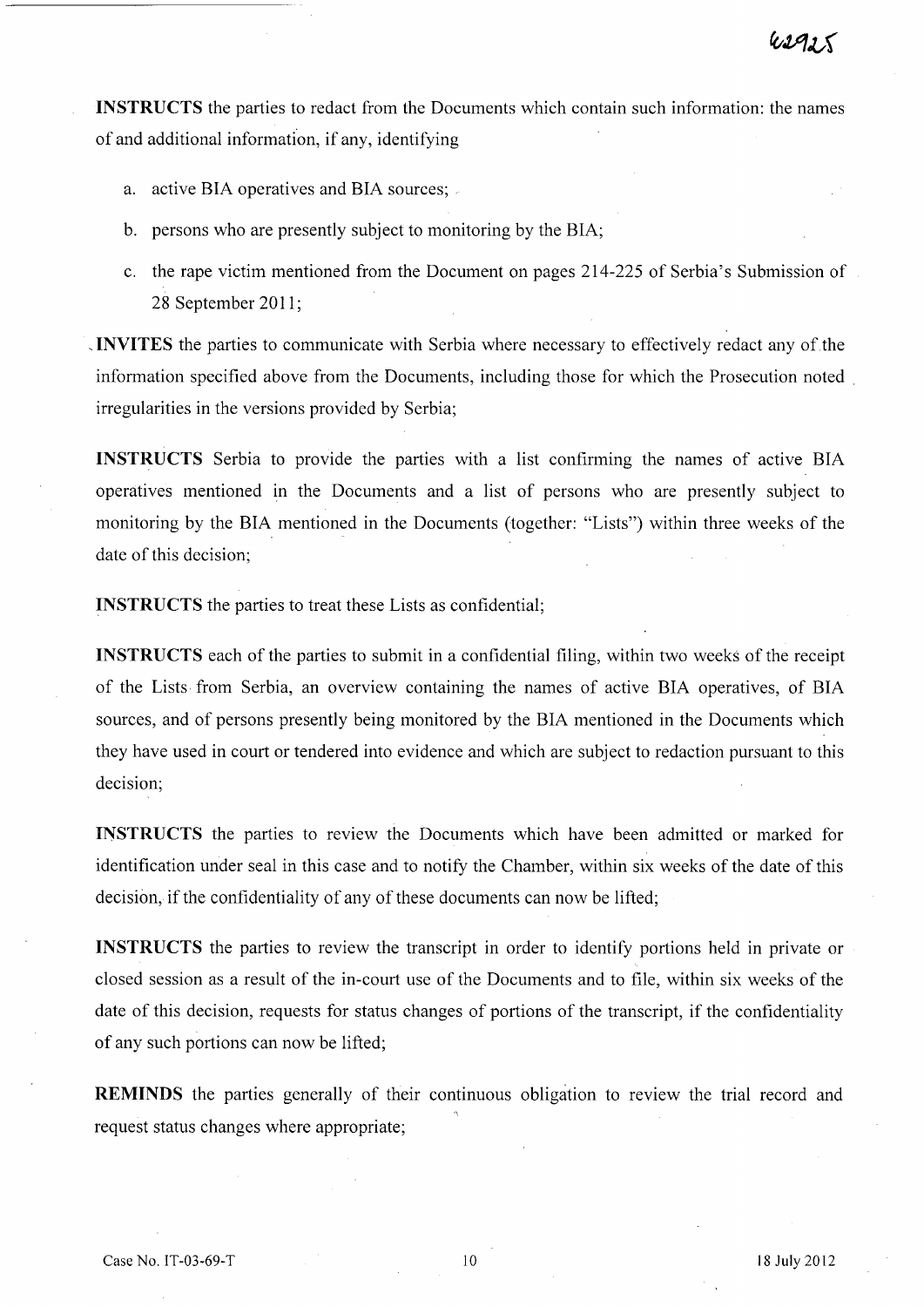**INSTRUCTS** the parties to redact from the Documents which contain such information: the names of and additional information, if any, identifying

a. active BIA operatives and BIA sources;

b. persons who are presently subject to monitoring by the BIA;

c. the rape victim mentioned from the Document on pages 214-225 of Serbia's Submission of 28 September 2011;

**INVITES** the parties to communicate with Serbia where necessary to effectively redact any of the information specified above from the Documents, including those for which the Prosecution noted irregularities in the versions provided by Serbia;

**INSTRUCTS** Serbia to provide the parties with a list confirming the names of active BIA operatives mentioned in the Documents and a list of persons who are presently subject to monitoring by the BIA mentioned in the Documents (together: "Lists") within three weeks of the date of this decision;

**INSTRUCTS** the parties to treat these Lists as confidential;

**INSTRUCTS** each of the parties to submit in a confidential filing, within two weeks of the receipt of the Lists from Serbia, an overview containing the names of active BIA operatives, of BIA sources, and of persons presently being monitored by the BIA mentioned in the Documents which they have used in court or tendered into evidence and which are subject to redaction pursuant to this decision;

**INSTRUCTS** the parties to review the Documents which have been admitted or marked for identification under seal in this case and to notify the Chamber, within six weeks of the date of this decision, if the confidentiality of any of these documents can now be lifted;

**INSTRUCTS** the parties to review the transcript in order to identify portions held in private or closed session as a result of the in-court use of the Documents and to file, within six weeks of the date of this decision, requests for status changes of portions of the transcript, if the confidentiality of any such portions can now be lifted;

**REMINDS** the parties generally of their continuous obligation to review the trial record and request status changes where appropriate;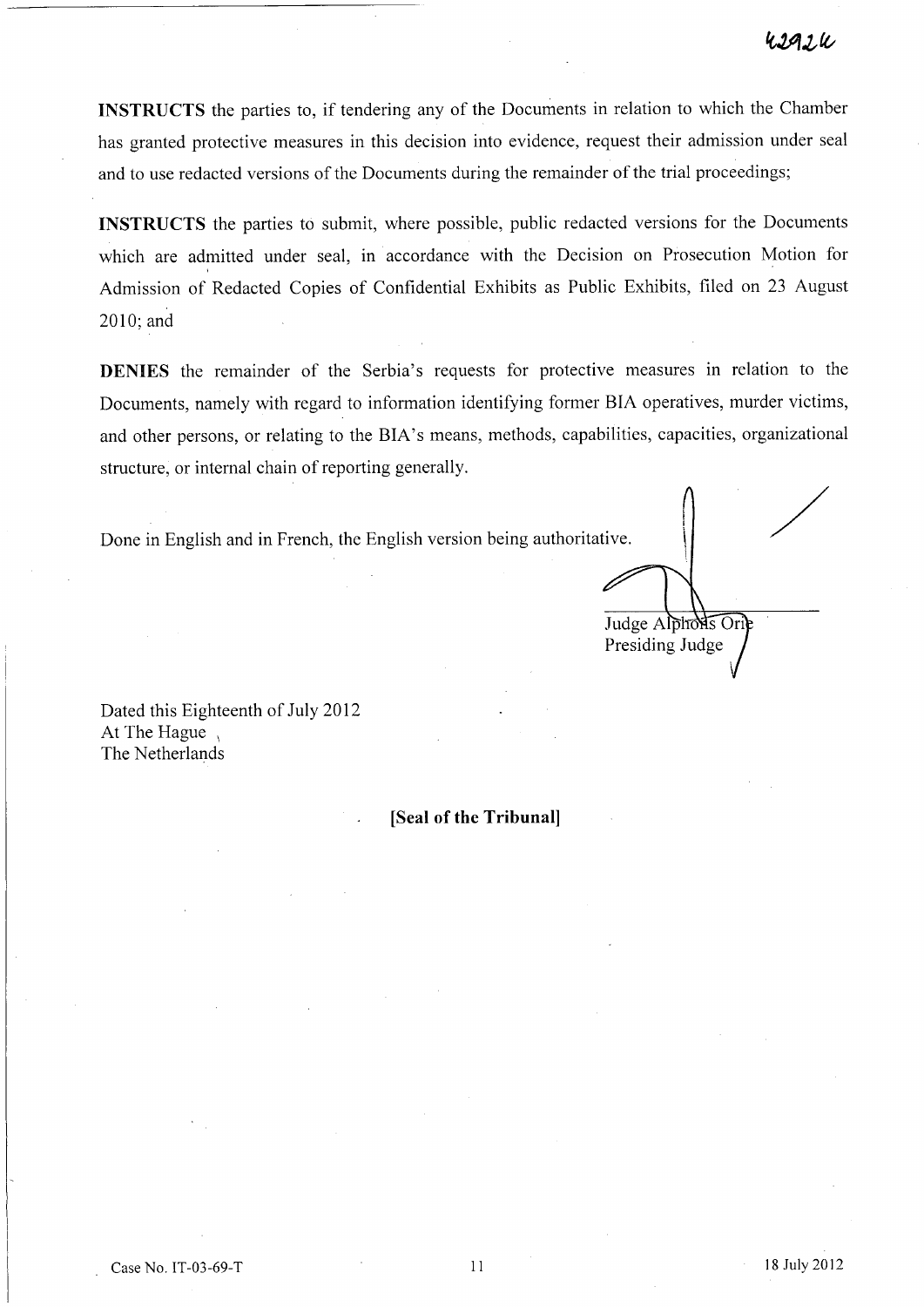**INSTRUCTS** the parties to, if tendering any of the Documents in relation to which the Chamber has granted protective measures in this decision into evidence, request their admission under seal and to use redacted versions of the Documents during the remainder of the trial proceedings;

**INSTRUCTS** the parties to submit, where possible, public redacted versions for the Documents which are admitted under seal, in accordance with the Decision on Prosecution Motion for Admission of Redacted Copies of Confidential Exhibits as Public Exhibits, filed on 23 August 2010; and

**DENIES** the remainder of the Serbia's requests for protective measures in relation to the Documents, namely with regard to information identifying former BIA operatives, murder victims, and other persons, or relating to the BIA's means, methods, capabilities, capacities, organizational structure, or internal chain of reporting generally.

Done in English and in French, the English version being authoritative.

Judge Alphons Orie
Presiding Judge

Dated this Eighteenth of July 2012
At The Hague
The Netherlands

**[Seal of the Tribunal]**